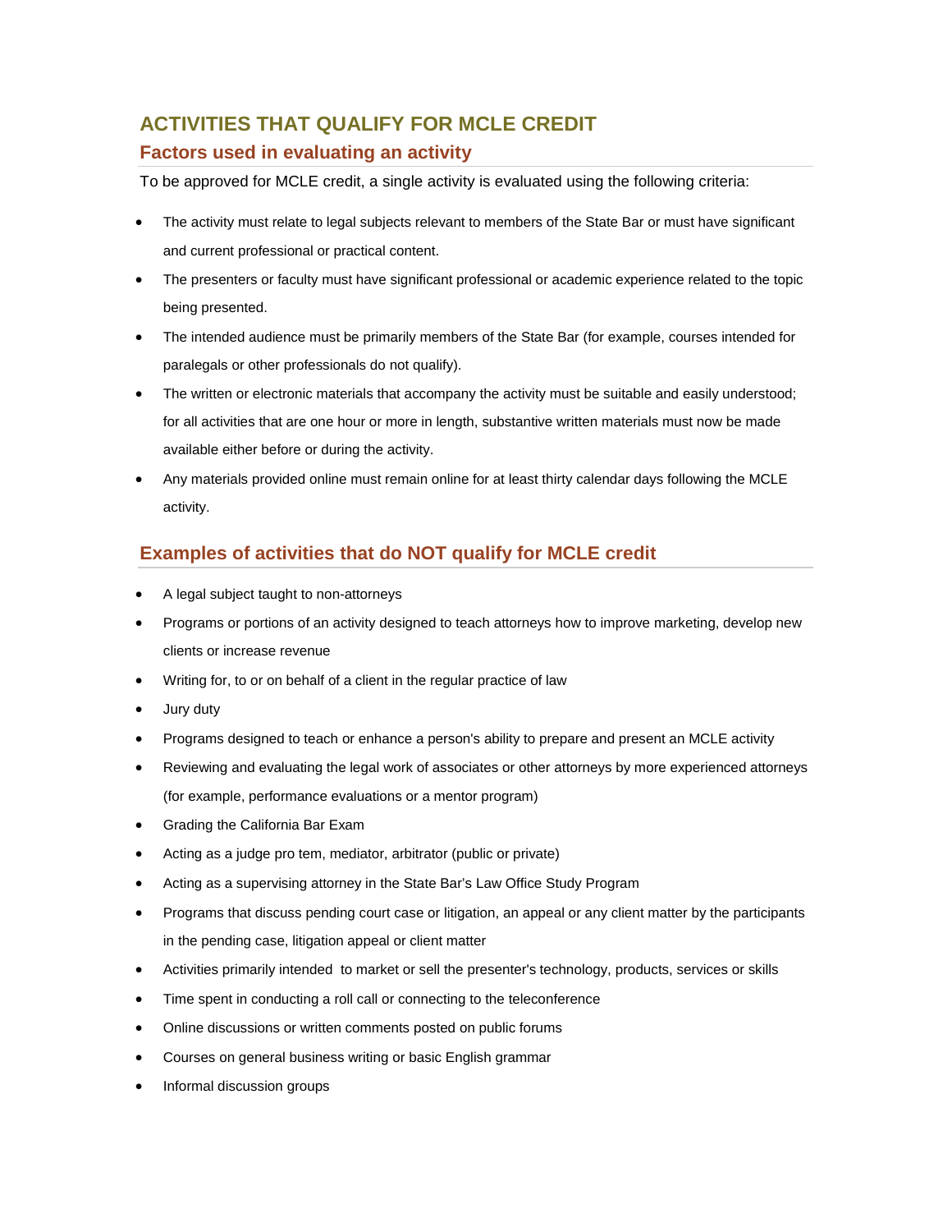# ACTIVITIES THAT QUALIFY FOR MCLE CREDIT

## Factors used in evaluating an activity

To be approved for MCLE credit, a single activity is evaluated using the following criteria:

- The activity must relate to legal subjects relevant to members of the State Bar or must have significant and current professional or practical content.
- The presenters or faculty must have significant professional or academic experience related to the topic being presented.
- The intended audience must be primarily members of the State Bar (for example, courses intended for paralegals or other professionals do not qualify).
- The written or electronic materials that accompany the activity must be suitable and easily understood; for all activities that are one hour or more in length, substantive written materials must now be made available either before or during the activity.
- Any materials provided online must remain online for at least thirty calendar days following the MCLE activity.

## Examples of activities that do NOT qualify for MCLE credit

- A legal subject taught to non-attorneys
- Programs or portions of an activity designed to teach attorneys how to improve marketing, develop new clients or increase revenue
- Writing for, to or on behalf of a client in the regular practice of law
- Jury duty
- Programs designed to teach or enhance a person's ability to prepare and present an MCLE activity
- Reviewing and evaluating the legal work of associates or other attorneys by more experienced attorneys (for example, performance evaluations or a mentor program)
- Grading the California Bar Exam
- Acting as a judge pro tem, mediator, arbitrator (public or private)
- Acting as a supervising attorney in the State Bar's Law Office Study Program
- Programs that discuss pending court case or litigation, an appeal or any client matter by the participants in the pending case, litigation appeal or client matter
- Activities primarily intended to market or sell the presenter's technology, products, services or skills
- Time spent in conducting a roll call or connecting to the teleconference
- Online discussions or written comments posted on public forums
- Courses on general business writing or basic English grammar
- Informal discussion groups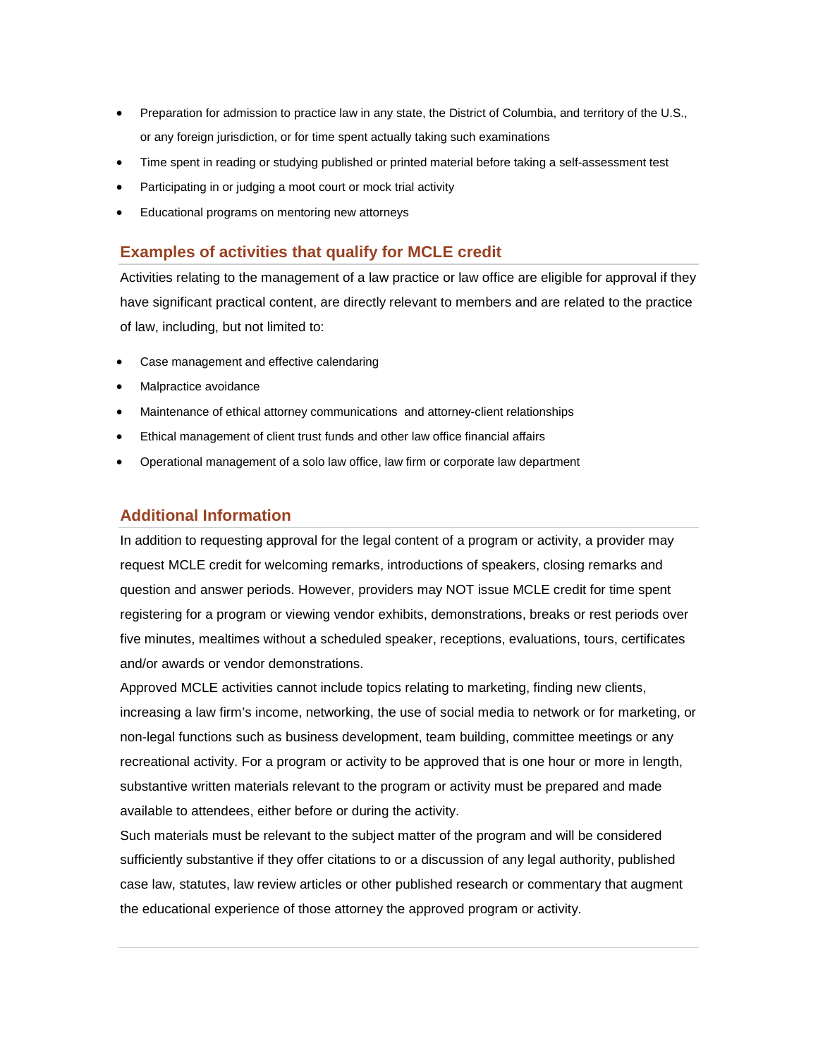- Preparation for admission to practice law in any state, the District of Columbia, and territory of the U.S., or any foreign jurisdiction, or for time spent actually taking such examinations
- Time spent in reading or studying published or printed material before taking a self-assessment test
- Participating in or judging a moot court or mock trial activity
- Educational programs on mentoring new attorneys

## Examples of activities that qualify for MCLE credit

Activities relating to the management of a law practice or law office are eligible for approval if they have significant practical content, are directly relevant to members and are related to the practice of law, including, but not limited to:

- Case management and effective calendaring
- Malpractice avoidance
- Maintenance of ethical attorney communications and attorney-client relationships
- Ethical management of client trust funds and other law office financial affairs
- Operational management of a solo law office, law firm or corporate law department

## Additional Information

In addition to requesting approval for the legal content of a program or activity, a provider may request MCLE credit for welcoming remarks, introductions of speakers, closing remarks and question and answer periods. However, providers may NOT issue MCLE credit for time spent registering for a program or viewing vendor exhibits, demonstrations, breaks or rest periods over five minutes, mealtimes without a scheduled speaker, receptions, evaluations, tours, certificates and/or awards or vendor demonstrations.

Approved MCLE activities cannot include topics relating to marketing, finding new clients, increasing a law firm's income, networking, the use of social media to network or for marketing, or non-legal functions such as business development, team building, committee meetings or any recreational activity. For a program or activity to be approved that is one hour or more in length, substantive written materials relevant to the program or activity must be prepared and made available to attendees, either before or during the activity.

Such materials must be relevant to the subject matter of the program and will be considered sufficiently substantive if they offer citations to or a discussion of any legal authority, published case law, statutes, law review articles or other published research or commentary that augment the educational experience of those attorney the approved program or activity.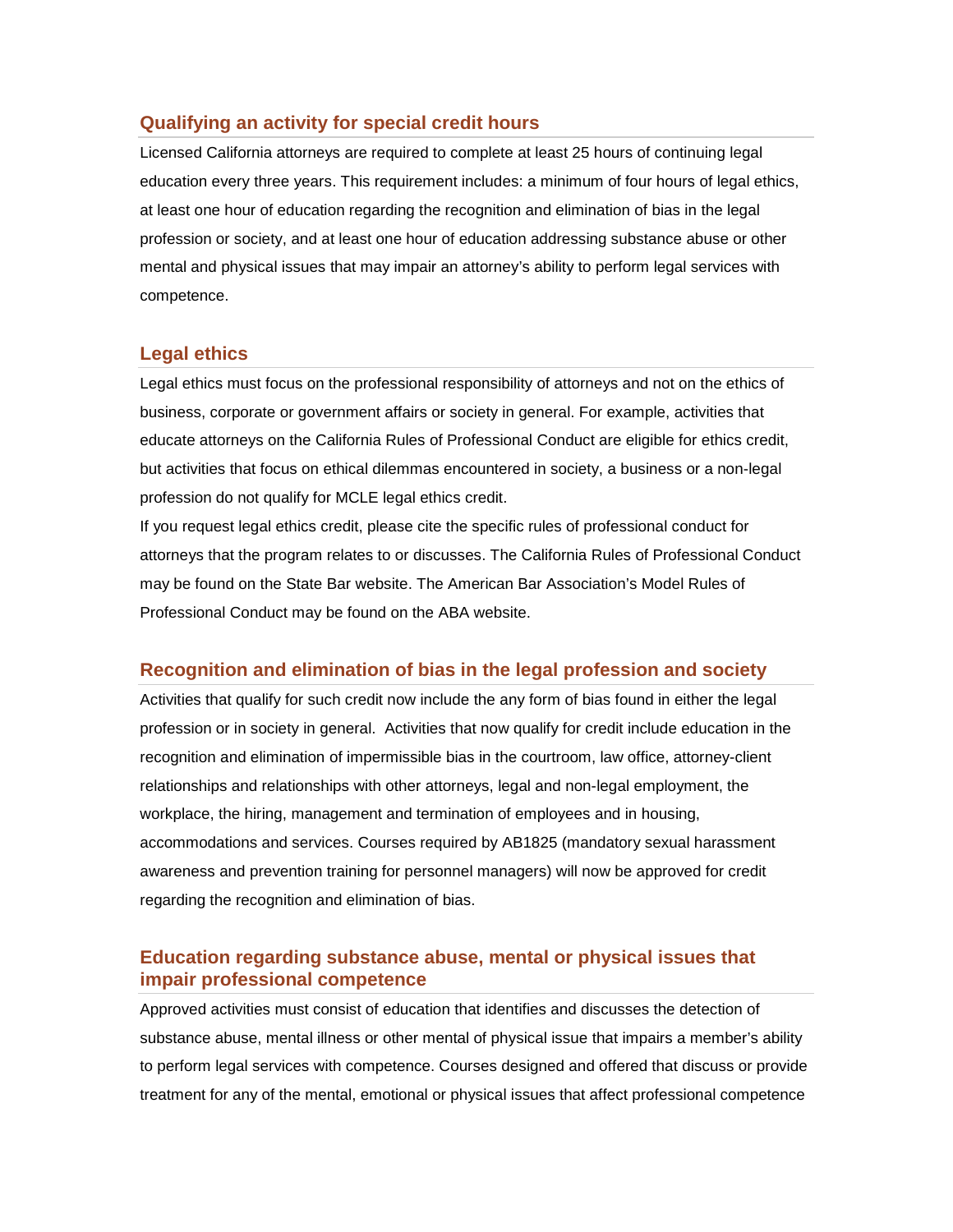## Qualifying an activity for special credit hours

Licensed California attorneys are required to complete at least 25 hours of continuing legal education every three years. This requirement includes: a minimum of four hours of legal ethics, at least one hour of education regarding the recognition and elimination of bias in the legal profession or society, and at least one hour of education addressing substance abuse or other mental and physical issues that may impair an attorney's ability to perform legal services with competence.

## Legal ethics

Legal ethics must focus on the professional responsibility of attorneys and not on the ethics of business, corporate or government affairs or society in general. For example, activities that educate attorneys on the California Rules of Professional Conduct are eligible for ethics credit, but activities that focus on ethical dilemmas encountered in society, a business or a non-legal profession do not qualify for MCLE legal ethics credit.

If you request legal ethics credit, please cite the specific rules of professional conduct for attorneys that the program relates to or discusses. The California Rules of Professional Conduct may be found on the State Bar website. The American Bar Association's Model Rules of Professional Conduct may be found on the ABA website.

## Recognition and elimination of bias in the legal profession and society

Activities that qualify for such credit now include the any form of bias found in either the legal profession or in society in general. Activities that now qualify for credit include education in the recognition and elimination of impermissible bias in the courtroom, law office, attorney-client relationships and relationships with other attorneys, legal and non-legal employment, the workplace, the hiring, management and termination of employees and in housing, accommodations and services. Courses required by AB1825 (mandatory sexual harassment awareness and prevention training for personnel managers) will now be approved for credit regarding the recognition and elimination of bias.

## Education regarding substance abuse, mental or physical issues that impair professional competence

Approved activities must consist of education that identifies and discusses the detection of substance abuse, mental illness or other mental of physical issue that impairs a member's ability to perform legal services with competence. Courses designed and offered that discuss or provide treatment for any of the mental, emotional or physical issues that affect professional competence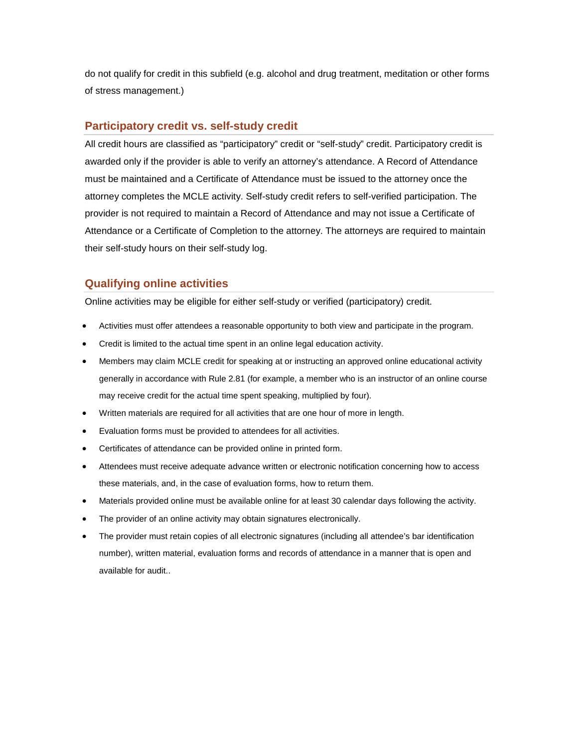do not qualify for credit in this subfield (e.g. alcohol and drug treatment, meditation or other forms of stress management.)

## Participatory credit vs. self-study credit

All credit hours are classified as "participatory" credit or "self-study" credit. Participatory credit is awarded only if the provider is able to verify an attorney's attendance. A Record of Attendance must be maintained and a Certificate of Attendance must be issued to the attorney once the attorney completes the MCLE activity. Self-study credit refers to self-verified participation. The provider is not required to maintain a Record of Attendance and may not issue a Certificate of Attendance or a Certificate of Completion to the attorney. The attorneys are required to maintain their self-study hours on their self-study log.

## Qualifying online activities

Online activities may be eligible for either self-study or verified (participatory) credit.

- Activities must offer attendees a reasonable opportunity to both view and participate in the program.
- Credit is limited to the actual time spent in an online legal education activity.
- Members may claim MCLE credit for speaking at or instructing an approved online educational activity generally in accordance with Rule 2.81 (for example, a member who is an instructor of an online course may receive credit for the actual time spent speaking, multiplied by four).
- Written materials are required for all activities that are one hour of more in length.
- Evaluation forms must be provided to attendees for all activities.
- Certificates of attendance can be provided online in printed form.
- Attendees must receive adequate advance written or electronic notification concerning how to access these materials, and, in the case of evaluation forms, how to return them.
- Materials provided online must be available online for at least 30 calendar days following the activity.
- The provider of an online activity may obtain signatures electronically.
- The provider must retain copies of all electronic signatures (including all attendee's bar identification number), written material, evaluation forms and records of attendance in a manner that is open and available for audit..